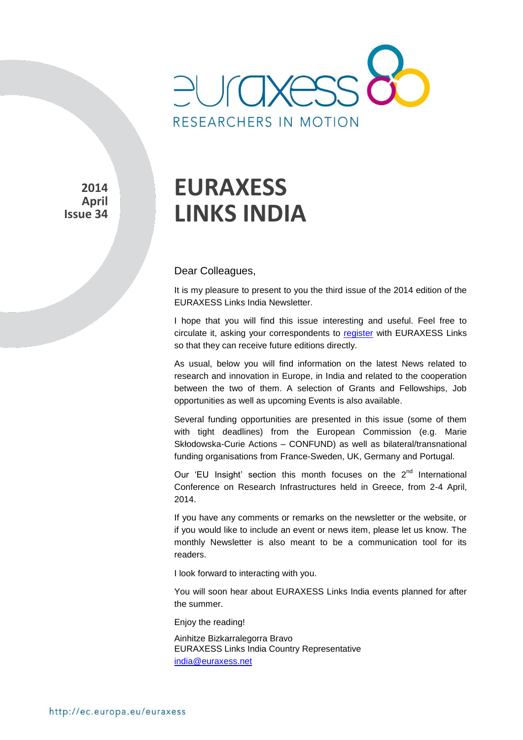RESEARCHERS IN MOTION

**2014**
**April**
**Issue 34**

# EURAXESS LINKS INDIA

Dear Colleagues,

It is my pleasure to present to you the third issue of the 2014 edition of the EURAXESS Links India Newsletter.

I hope that you will find this issue interesting and useful. Feel free to circulate it, asking your correspondents to [register](#) with EURAXESS Links so that they can receive future editions directly.

As usual, below you will find information on the latest News related to research and innovation in Europe, in India and related to the cooperation between the two of them. A selection of Grants and Fellowships, Job opportunities as well as upcoming Events is also available.

Several funding opportunities are presented in this issue (some of them with tight deadlines) from the European Commission (e.g. Marie Skłodowska-Curie Actions – CONFUND) as well as bilateral/transnational funding organisations from France-Sweden, UK, Germany and Portugal.

Our 'EU Insight' section this month focuses on the 2nd International Conference on Research Infrastructures held in Greece, from 2-4 April, 2014.

If you have any comments or remarks on the newsletter or the website, or if you would like to include an event or news item, please let us know. The monthly Newsletter is also meant to be a communication tool for its readers.

I look forward to interacting with you.

You will soon hear about EURAXESS Links India events planned for after the summer.

Enjoy the reading!

Ainhitze Bizkarralegorra Bravo
EURAXESS Links India Country Representative
india@euraxess.net

http://ec.europa.eu/euraxess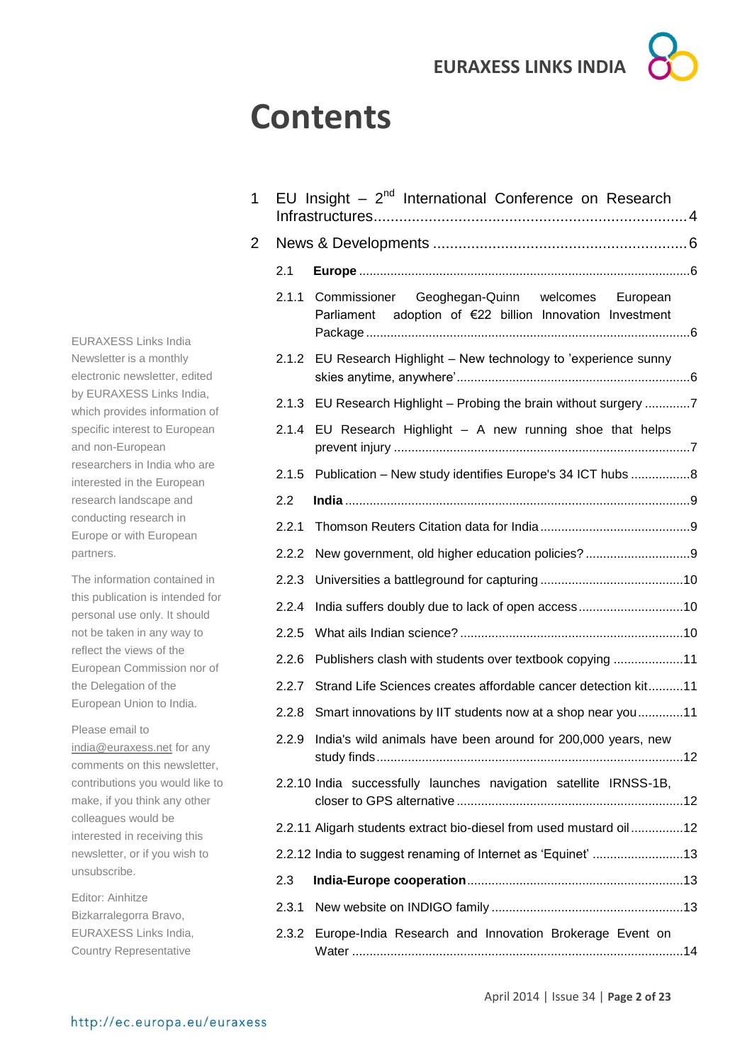# Contents

1 EU Insight – 2nd International Conference on Research Infrastructures ........ 4

2 News & Developments ........ 6

2.1 **Europe** ........ 6

2.1.1 Commissioner Geoghegan-Quinn welcomes European Parliament adoption of €22 billion Innovation Investment Package ........ 6

2.1.2 EU Research Highlight – New technology to 'experience sunny skies anytime, anywhere' ........ 6

2.1.3 EU Research Highlight – Probing the brain without surgery ........ 7

2.1.4 EU Research Highlight – A new running shoe that helps prevent injury ........ 7

2.1.5 Publication – New study identifies Europe's 34 ICT hubs ........ 8

2.2 **India** ........ 9

2.2.1 Thomson Reuters Citation data for India ........ 9

2.2.2 New government, old higher education policies? ........ 9

2.2.3 Universities a battleground for capturing ........ 10

2.2.4 India suffers doubly due to lack of open access ........ 10

2.2.5 What ails Indian science? ........ 10

2.2.6 Publishers clash with students over textbook copying ........ 11

2.2.7 Strand Life Sciences creates affordable cancer detection kit ........ 11

2.2.8 Smart innovations by IIT students now at a shop near you ........ 11

2.2.9 India's wild animals have been around for 200,000 years, new study finds ........ 12

2.2.10 India successfully launches navigation satellite IRNSS-1B, closer to GPS alternative ........ 12

2.2.11 Aligarh students extract bio-diesel from used mustard oil ........ 12

2.2.12 India to suggest renaming of Internet as 'Equinet' ........ 13

2.3 **India-Europe cooperation** ........ 13

2.3.1 New website on INDIGO family ........ 13

2.3.2 Europe-India Research and Innovation Brokerage Event on Water ........ 14

EURAXESS Links India Newsletter is a monthly electronic newsletter, edited by EURAXESS Links India, which provides information of specific interest to European and non-European researchers in India who are interested in the European research landscape and conducting research in Europe or with European partners.

The information contained in this publication is intended for personal use only. It should not be taken in any way to reflect the views of the European Commission nor of the Delegation of the European Union to India.

Please email to india@euraxess.net for any comments on this newsletter, contributions you would like to make, if you think any other colleagues would be interested in receiving this newsletter, or if you wish to unsubscribe.

Editor: Ainhitze Bizkarralegorra Bravo, EURAXESS Links India, Country Representative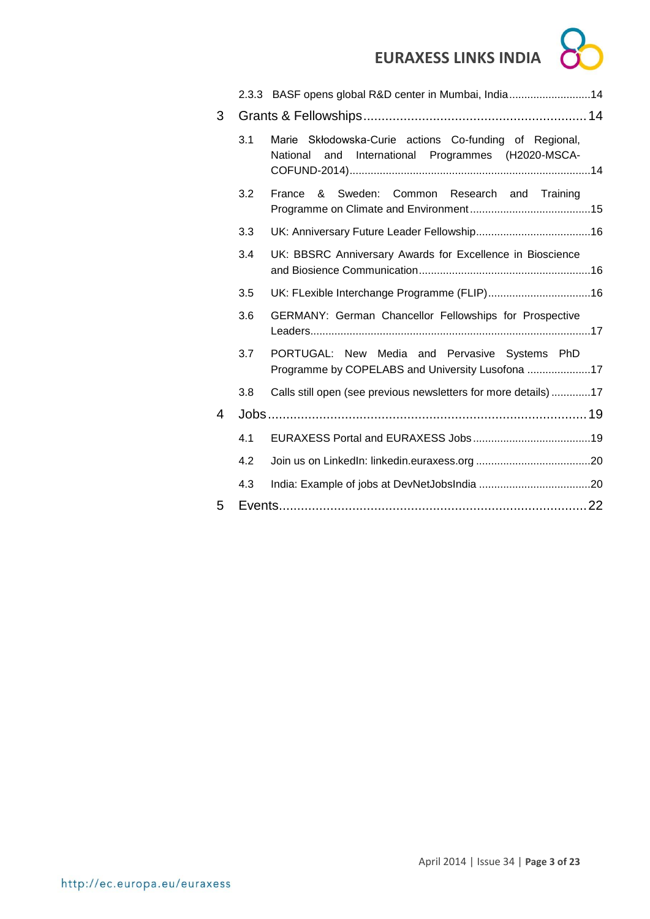2.3.3 BASF opens global R&D center in Mumbai, India ........................... 14

3 Grants & Fellowships ............................................................. 14

3.1 Marie Skłodowska-Curie actions Co-funding of Regional, National and International Programmes (H2020-MSCA-COFUND-2014) ............................................................................. 14

3.2 France & Sweden: Common Research and Training Programme on Climate and Environment ........................................ 15

3.3 UK: Anniversary Future Leader Fellowship ...................................... 16

3.4 UK: BBSRC Anniversary Awards for Excellence in Bioscience and Biosience Communication ......................................................... 16

3.5 UK: FLexible Interchange Programme (FLIP) .................................. 16

3.6 GERMANY: German Chancellor Fellowships for Prospective Leaders ........................................................................................... 17

3.7 PORTUGAL: New Media and Pervasive Systems PhD Programme by COPELABS and University Lusofona ..................... 17

3.8 Calls still open (see previous newsletters for more details) ............. 17

4 Jobs ....................................................................................... 19

4.1 EURAXESS Portal and EURAXESS Jobs ....................................... 19

4.2 Join us on LinkedIn: linkedin.euraxess.org ...................................... 20

4.3 India: Example of jobs at DevNetJobsIndia ..................................... 20

5 Events .................................................................................... 22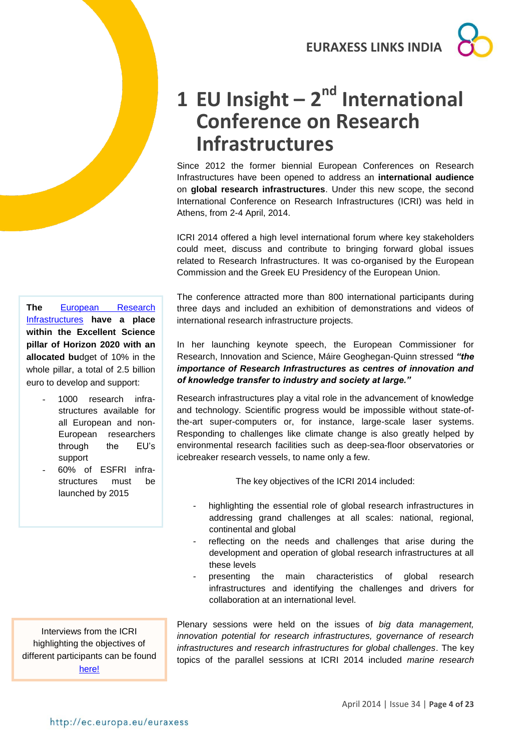# 1 EU Insight – 2nd International Conference on Research Infrastructures

Since 2012 the former biennial European Conferences on Research Infrastructures have been opened to address an **international audience** on **global research infrastructures**. Under this new scope, the second International Conference on Research Infrastructures (ICRI) was held in Athens, from 2-4 April, 2014.

ICRI 2014 offered a high level international forum where key stakeholders could meet, discuss and contribute to bringing forward global issues related to Research Infrastructures. It was co-organised by the European Commission and the Greek EU Presidency of the European Union.

The conference attracted more than 800 international participants during three days and included an exhibition of demonstrations and videos of international research infrastructure projects.

In her launching keynote speech, the European Commissioner for Research, Innovation and Science, Máire Geoghegan-Quinn stressed ***"the importance of Research Infrastructures as centres of innovation and of knowledge transfer to industry and society at large."***

Research infrastructures play a vital role in the advancement of knowledge and technology. Scientific progress would be impossible without state-of-the-art super-computers or, for instance, large-scale laser systems. Responding to challenges like climate change is also greatly helped by environmental research facilities such as deep-sea-floor observatories or icebreaker research vessels, to name only a few.

The key objectives of the ICRI 2014 included:

- highlighting the essential role of global research infrastructures in addressing grand challenges at all scales: national, regional, continental and global
- reflecting on the needs and challenges that arise during the development and operation of global research infrastructures at all these levels
- presenting the main characteristics of global research infrastructures and identifying the challenges and drivers for collaboration at an international level.

Plenary sessions were held on the issues of *big data management, innovation potential for research infrastructures, governance of research infrastructures and research infrastructures for global challenges*. The key topics of the parallel sessions at ICRI 2014 included *marine research*

**The** European Research Infrastructures **have a place within the Excellent Science pillar of Horizon 2020 with an allocated bu**dget of 10% in the whole pillar, a total of 2.5 billion euro to develop and support:

- 1000 research infra-structures available for all European and non-European researchers through the EU's support
- 60% of ESFRI infra-structures must be launched by 2015

Interviews from the ICRI highlighting the objectives of different participants can be found here!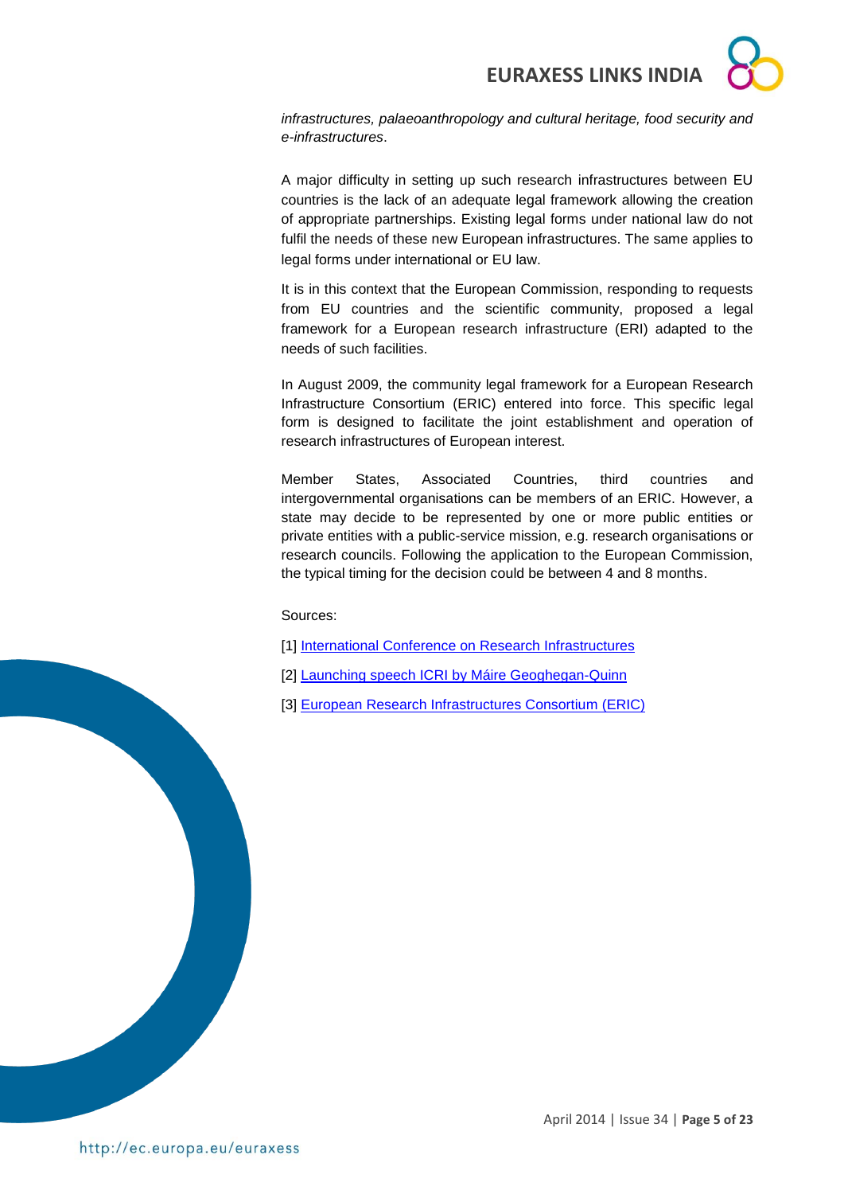*infrastructures, palaeoanthropology and cultural heritage, food security and e-infrastructures*.

A major difficulty in setting up such research infrastructures between EU countries is the lack of an adequate legal framework allowing the creation of appropriate partnerships. Existing legal forms under national law do not fulfil the needs of these new European infrastructures. The same applies to legal forms under international or EU law.

It is in this context that the European Commission, responding to requests from EU countries and the scientific community, proposed a legal framework for a European research infrastructure (ERI) adapted to the needs of such facilities.

In August 2009, the community legal framework for a European Research Infrastructure Consortium (ERIC) entered into force. This specific legal form is designed to facilitate the joint establishment and operation of research infrastructures of European interest.

Member States, Associated Countries, third countries and intergovernmental organisations can be members of an ERIC. However, a state may decide to be represented by one or more public entities or private entities with a public-service mission, e.g. research organisations or research councils. Following the application to the European Commission, the typical timing for the decision could be between 4 and 8 months.

Sources:

[1] International Conference on Research Infrastructures

[2] Launching speech ICRI by Máire Geoghegan-Quinn

[3] European Research Infrastructures Consortium (ERIC)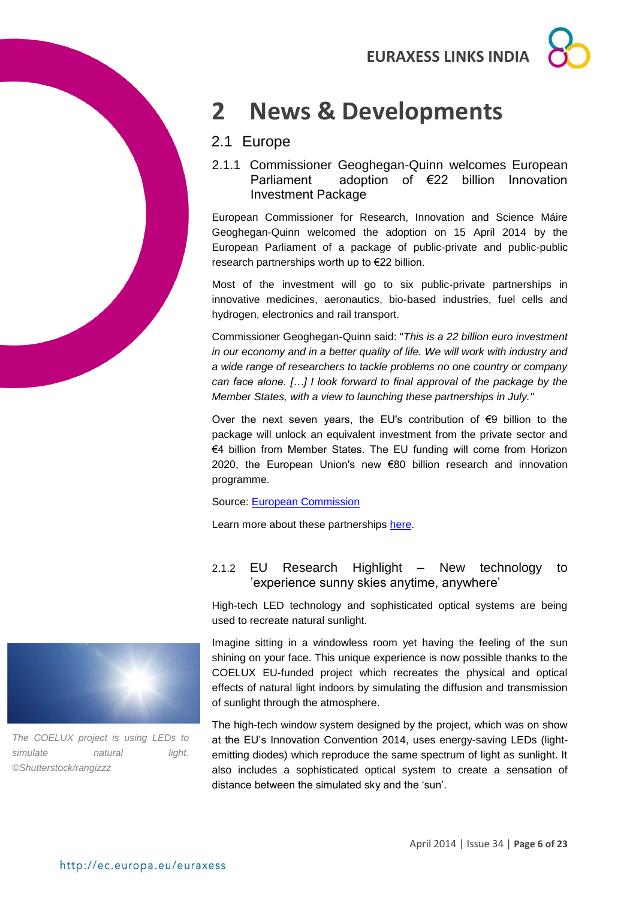# 2 News & Developments

## 2.1 Europe

### 2.1.1 Commissioner Geoghegan-Quinn welcomes European Parliament adoption of €22 billion Innovation Investment Package

European Commissioner for Research, Innovation and Science Máire Geoghegan-Quinn welcomed the adoption on 15 April 2014 by the European Parliament of a package of public-private and public-public research partnerships worth up to €22 billion.

Most of the investment will go to six public-private partnerships in innovative medicines, aeronautics, bio-based industries, fuel cells and hydrogen, electronics and rail transport.

Commissioner Geoghegan-Quinn said: "*This is a 22 billion euro investment in our economy and in a better quality of life. We will work with industry and a wide range of researchers to tackle problems no one country or company can face alone. […] I look forward to final approval of the package by the Member States, with a view to launching these partnerships in July.*"

Over the next seven years, the EU's contribution of €9 billion to the package will unlock an equivalent investment from the private sector and €4 billion from Member States. The EU funding will come from Horizon 2020, the European Union's new €80 billion research and innovation programme.

Source: European Commission

Learn more about these partnerships here.

### 2.1.2 EU Research Highlight – New technology to 'experience sunny skies anytime, anywhere'

High-tech LED technology and sophisticated optical systems are being used to recreate natural sunlight.

*The COELUX project is using LEDs to simulate natural light. ©Shutterstock/rangizzz*

Imagine sitting in a windowless room yet having the feeling of the sun shining on your face. This unique experience is now possible thanks to the COELUX EU-funded project which recreates the physical and optical effects of natural light indoors by simulating the diffusion and transmission of sunlight through the atmosphere.

The high-tech window system designed by the project, which was on show at the EU's Innovation Convention 2014, uses energy-saving LEDs (light-emitting diodes) which reproduce the same spectrum of light as sunlight. It also includes a sophisticated optical system to create a sensation of distance between the simulated sky and the 'sun'.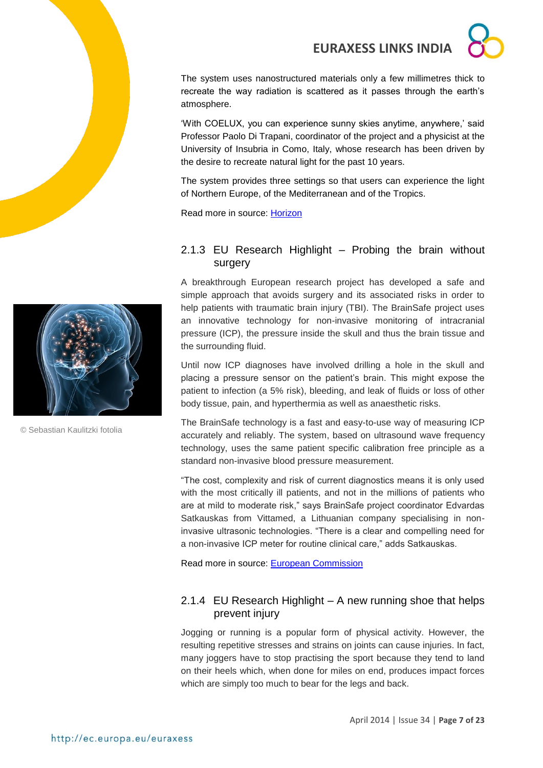The system uses nanostructured materials only a few millimetres thick to recreate the way radiation is scattered as it passes through the earth's atmosphere.

'With COELUX, you can experience sunny skies anytime, anywhere,' said Professor Paolo Di Trapani, coordinator of the project and a physicist at the University of Insubria in Como, Italy, whose research has been driven by the desire to recreate natural light for the past 10 years.

The system provides three settings so that users can experience the light of Northern Europe, of the Mediterranean and of the Tropics.

Read more in source: [Horizon]

### 2.1.3 EU Research Highlight – Probing the brain without surgery

© Sebastian Kaulitzki fotolia

A breakthrough European research project has developed a safe and simple approach that avoids surgery and its associated risks in order to help patients with traumatic brain injury (TBI). The BrainSafe project uses an innovative technology for non-invasive monitoring of intracranial pressure (ICP), the pressure inside the skull and thus the brain tissue and the surrounding fluid.

Until now ICP diagnoses have involved drilling a hole in the skull and placing a pressure sensor on the patient's brain. This might expose the patient to infection (a 5% risk), bleeding, and leak of fluids or loss of other body tissue, pain, and hyperthermia as well as anaesthetic risks.

The BrainSafe technology is a fast and easy-to-use way of measuring ICP accurately and reliably. The system, based on ultrasound wave frequency technology, uses the same patient specific calibration free principle as a standard non-invasive blood pressure measurement.

"The cost, complexity and risk of current diagnostics means it is only used with the most critically ill patients, and not in the millions of patients who are at mild to moderate risk," says BrainSafe project coordinator Edvardas Satkauskas from Vittamed, a Lithuanian company specialising in non-invasive ultrasonic technologies. "There is a clear and compelling need for a non-invasive ICP meter for routine clinical care," adds Satkauskas.

Read more in source: [European Commission]

### 2.1.4 EU Research Highlight – A new running shoe that helps prevent injury

Jogging or running is a popular form of physical activity. However, the resulting repetitive stresses and strains on joints can cause injuries. In fact, many joggers have to stop practising the sport because they tend to land on their heels which, when done for miles on end, produces impact forces which are simply too much to bear for the legs and back.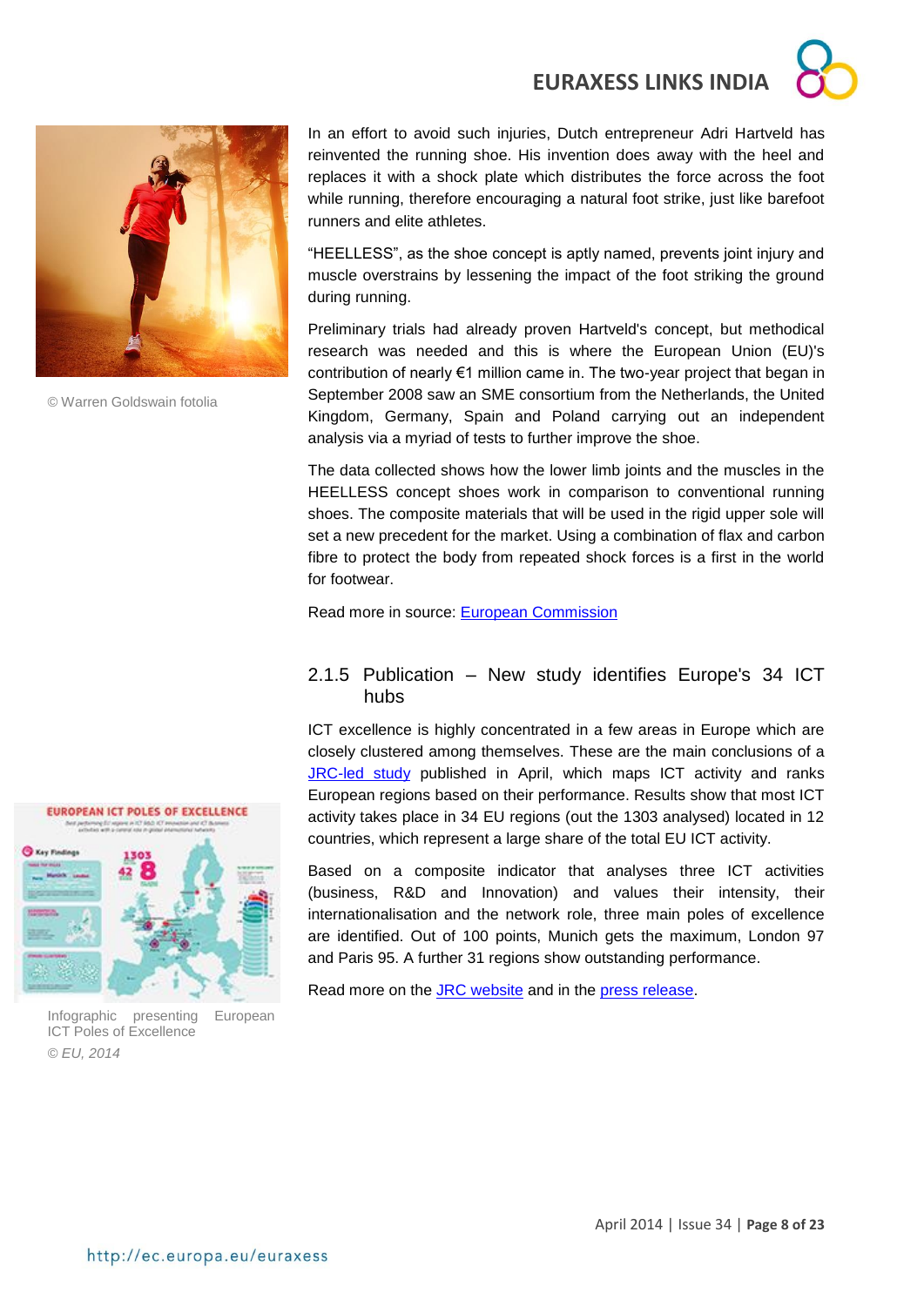© Warren Goldswain fotolia

In an effort to avoid such injuries, Dutch entrepreneur Adri Hartveld has reinvented the running shoe. His invention does away with the heel and replaces it with a shock plate which distributes the force across the foot while running, therefore encouraging a natural foot strike, just like barefoot runners and elite athletes.

“HEELLESS”, as the shoe concept is aptly named, prevents joint injury and muscle overstrains by lessening the impact of the foot striking the ground during running.

Preliminary trials had already proven Hartveld's concept, but methodical research was needed and this is where the European Union (EU)'s contribution of nearly €1 million came in. The two-year project that began in September 2008 saw an SME consortium from the Netherlands, the United Kingdom, Germany, Spain and Poland carrying out an independent analysis via a myriad of tests to further improve the shoe.

The data collected shows how the lower limb joints and the muscles in the HEELLESS concept shoes work in comparison to conventional running shoes. The composite materials that will be used in the rigid upper sole will set a new precedent for the market. Using a combination of flax and carbon fibre to protect the body from repeated shock forces is a first in the world for footwear.

Read more in source: [European Commission]

### 2.1.5 Publication – New study identifies Europe's 34 ICT hubs

ICT excellence is highly concentrated in a few areas in Europe which are closely clustered among themselves. These are the main conclusions of a [JRC-led study] published in April, which maps ICT activity and ranks European regions based on their performance. Results show that most ICT activity takes place in 34 EU regions (out the 1303 analysed) located in 12 countries, which represent a large share of the total EU ICT activity.

Based on a composite indicator that analyses three ICT activities (business, R&D and Innovation) and values their intensity, their internationalisation and the network role, three main poles of excellence are identified. Out of 100 points, Munich gets the maximum, London 97 and Paris 95. A further 31 regions show outstanding performance.

Read more on the [JRC website] and in the [press release].

Infographic presenting European ICT Poles of Excellence

*© EU, 2014*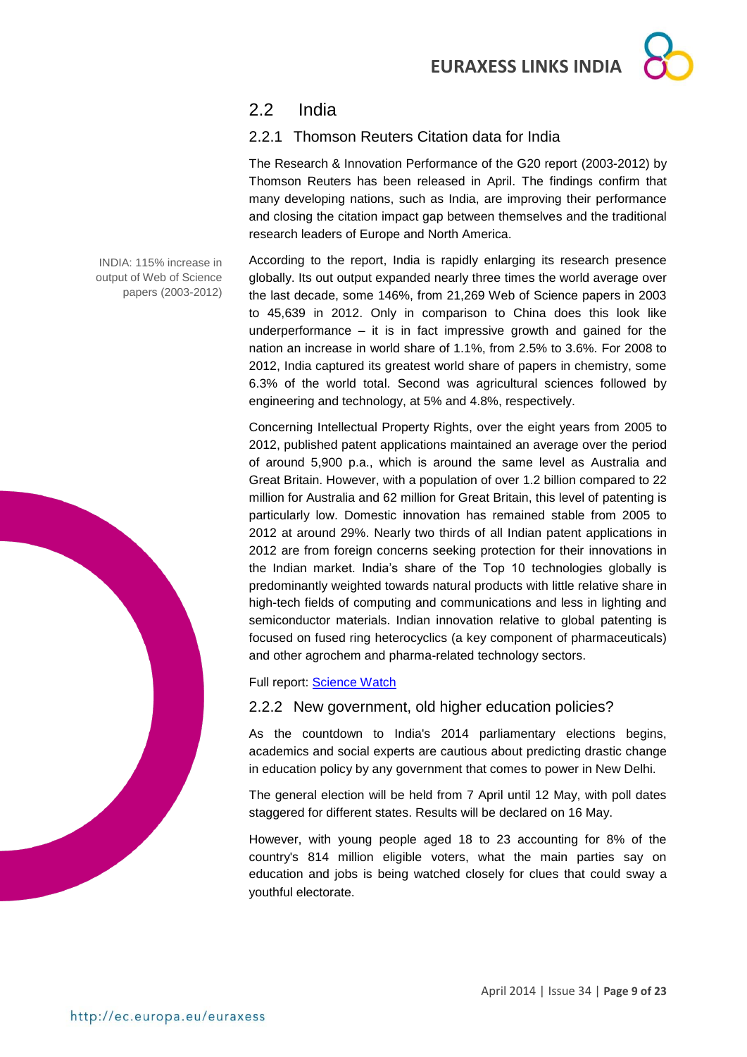## 2.2 India

### 2.2.1 Thomson Reuters Citation data for India

The Research & Innovation Performance of the G20 report (2003-2012) by Thomson Reuters has been released in April. The findings confirm that many developing nations, such as India, are improving their performance and closing the citation impact gap between themselves and the traditional research leaders of Europe and North America.

INDIA: 115% increase in output of Web of Science papers (2003-2012)

According to the report, India is rapidly enlarging its research presence globally. Its out output expanded nearly three times the world average over the last decade, some 146%, from 21,269 Web of Science papers in 2003 to 45,639 in 2012. Only in comparison to China does this look like underperformance – it is in fact impressive growth and gained for the nation an increase in world share of 1.1%, from 2.5% to 3.6%. For 2008 to 2012, India captured its greatest world share of papers in chemistry, some 6.3% of the world total. Second was agricultural sciences followed by engineering and technology, at 5% and 4.8%, respectively.

Concerning Intellectual Property Rights, over the eight years from 2005 to 2012, published patent applications maintained an average over the period of around 5,900 p.a., which is around the same level as Australia and Great Britain. However, with a population of over 1.2 billion compared to 22 million for Australia and 62 million for Great Britain, this level of patenting is particularly low. Domestic innovation has remained stable from 2005 to 2012 at around 29%. Nearly two thirds of all Indian patent applications in 2012 are from foreign concerns seeking protection for their innovations in the Indian market. India's share of the Top 10 technologies globally is predominantly weighted towards natural products with little relative share in high-tech fields of computing and communications and less in lighting and semiconductor materials. Indian innovation relative to global patenting is focused on fused ring heterocyclics (a key component of pharmaceuticals) and other agrochem and pharma-related technology sectors.

Full report: [Science Watch]

### 2.2.2 New government, old higher education policies?

As the countdown to India's 2014 parliamentary elections begins, academics and social experts are cautious about predicting drastic change in education policy by any government that comes to power in New Delhi.

The general election will be held from 7 April until 12 May, with poll dates staggered for different states. Results will be declared on 16 May.

However, with young people aged 18 to 23 accounting for 8% of the country's 814 million eligible voters, what the main parties say on education and jobs is being watched closely for clues that could sway a youthful electorate.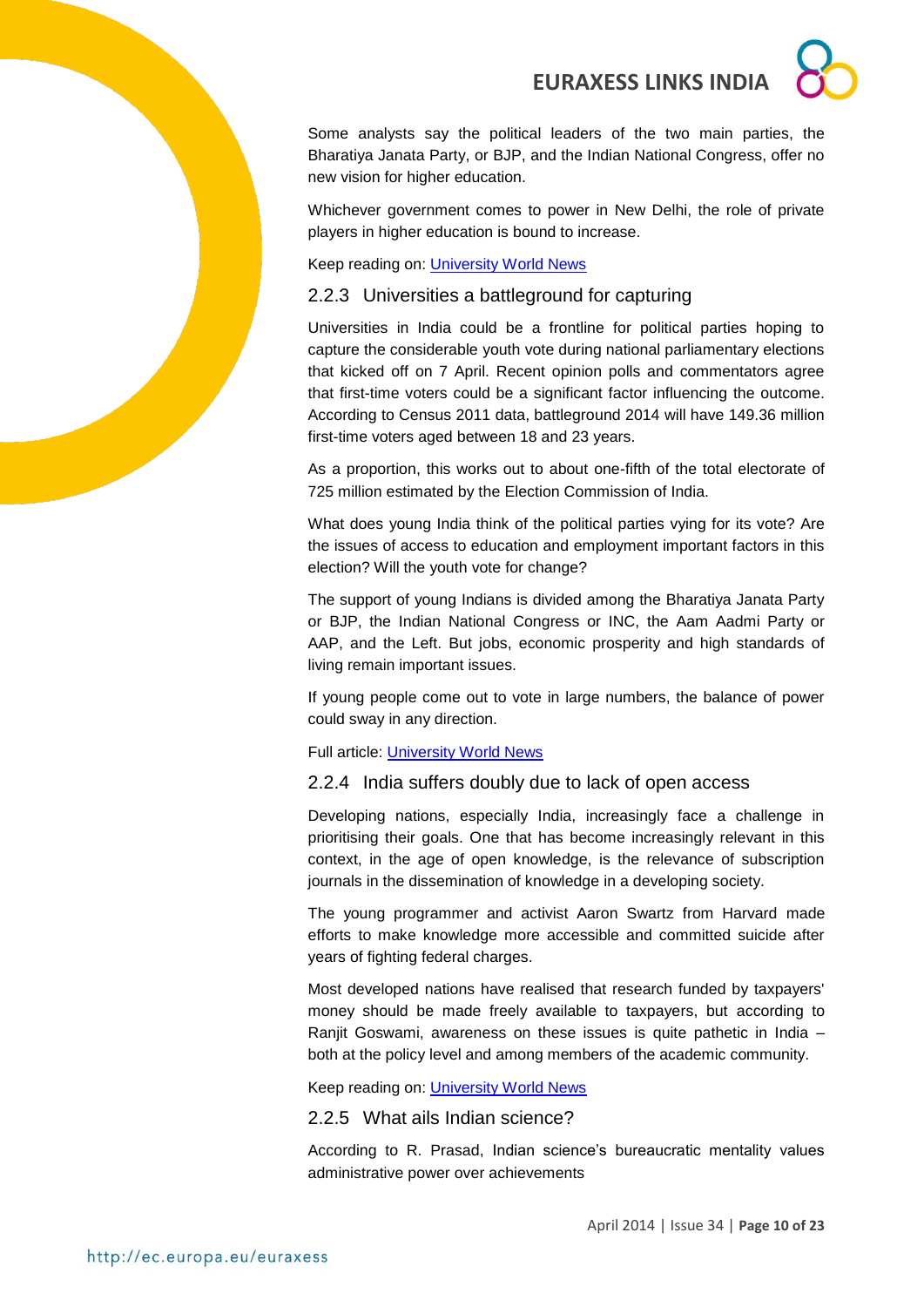Some analysts say the political leaders of the two main parties, the Bharatiya Janata Party, or BJP, and the Indian National Congress, offer no new vision for higher education.

Whichever government comes to power in New Delhi, the role of private players in higher education is bound to increase.

Keep reading on: University World News

### 2.2.3 Universities a battleground for capturing

Universities in India could be a frontline for political parties hoping to capture the considerable youth vote during national parliamentary elections that kicked off on 7 April. Recent opinion polls and commentators agree that first-time voters could be a significant factor influencing the outcome. According to Census 2011 data, battleground 2014 will have 149.36 million first-time voters aged between 18 and 23 years.

As a proportion, this works out to about one-fifth of the total electorate of 725 million estimated by the Election Commission of India.

What does young India think of the political parties vying for its vote? Are the issues of access to education and employment important factors in this election? Will the youth vote for change?

The support of young Indians is divided among the Bharatiya Janata Party or BJP, the Indian National Congress or INC, the Aam Aadmi Party or AAP, and the Left. But jobs, economic prosperity and high standards of living remain important issues.

If young people come out to vote in large numbers, the balance of power could sway in any direction.

Full article: University World News

### 2.2.4 India suffers doubly due to lack of open access

Developing nations, especially India, increasingly face a challenge in prioritising their goals. One that has become increasingly relevant in this context, in the age of open knowledge, is the relevance of subscription journals in the dissemination of knowledge in a developing society.

The young programmer and activist Aaron Swartz from Harvard made efforts to make knowledge more accessible and committed suicide after years of fighting federal charges.

Most developed nations have realised that research funded by taxpayers' money should be made freely available to taxpayers, but according to Ranjit Goswami, awareness on these issues is quite pathetic in India – both at the policy level and among members of the academic community.

Keep reading on: University World News

### 2.2.5 What ails Indian science?

According to R. Prasad, Indian science's bureaucratic mentality values administrative power over achievements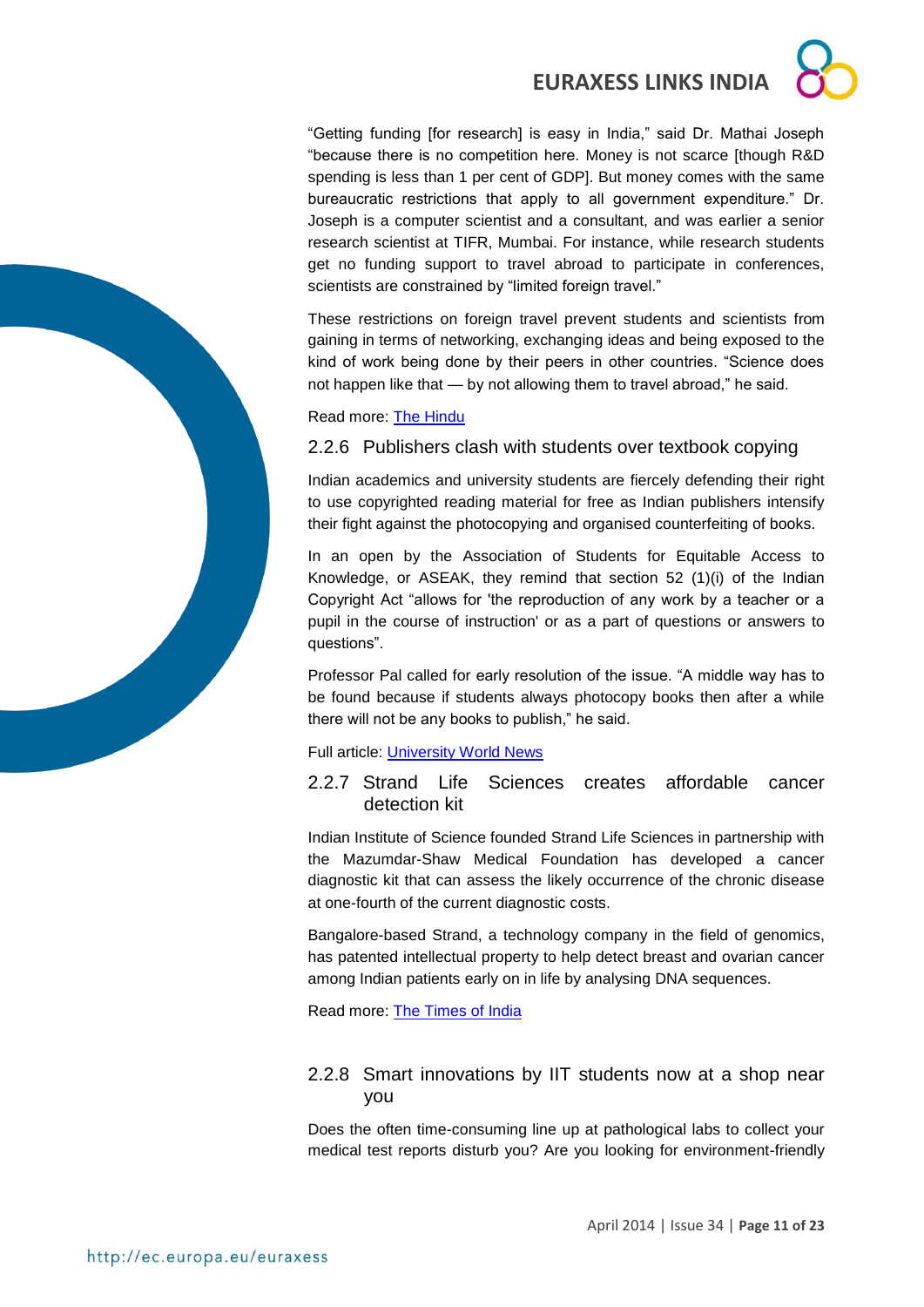"Getting funding [for research] is easy in India," said Dr. Mathai Joseph "because there is no competition here. Money is not scarce [though R&D spending is less than 1 per cent of GDP]. But money comes with the same bureaucratic restrictions that apply to all government expenditure." Dr. Joseph is a computer scientist and a consultant, and was earlier a senior research scientist at TIFR, Mumbai. For instance, while research students get no funding support to travel abroad to participate in conferences, scientists are constrained by "limited foreign travel."

These restrictions on foreign travel prevent students and scientists from gaining in terms of networking, exchanging ideas and being exposed to the kind of work being done by their peers in other countries. "Science does not happen like that — by not allowing them to travel abroad," he said.

Read more: The Hindu

### 2.2.6 Publishers clash with students over textbook copying

Indian academics and university students are fiercely defending their right to use copyrighted reading material for free as Indian publishers intensify their fight against the photocopying and organised counterfeiting of books.

In an open by the Association of Students for Equitable Access to Knowledge, or ASEAK, they remind that section 52 (1)(i) of the Indian Copyright Act "allows for 'the reproduction of any work by a teacher or a pupil in the course of instruction' or as a part of questions or answers to questions".

Professor Pal called for early resolution of the issue. "A middle way has to be found because if students always photocopy books then after a while there will not be any books to publish," he said.

Full article: University World News

### 2.2.7 Strand Life Sciences creates affordable cancer detection kit

Indian Institute of Science founded Strand Life Sciences in partnership with the Mazumdar-Shaw Medical Foundation has developed a cancer diagnostic kit that can assess the likely occurrence of the chronic disease at one-fourth of the current diagnostic costs.

Bangalore-based Strand, a technology company in the field of genomics, has patented intellectual property to help detect breast and ovarian cancer among Indian patients early on in life by analysing DNA sequences.

Read more: The Times of India

### 2.2.8 Smart innovations by IIT students now at a shop near you

Does the often time-consuming line up at pathological labs to collect your medical test reports disturb you? Are you looking for environment-friendly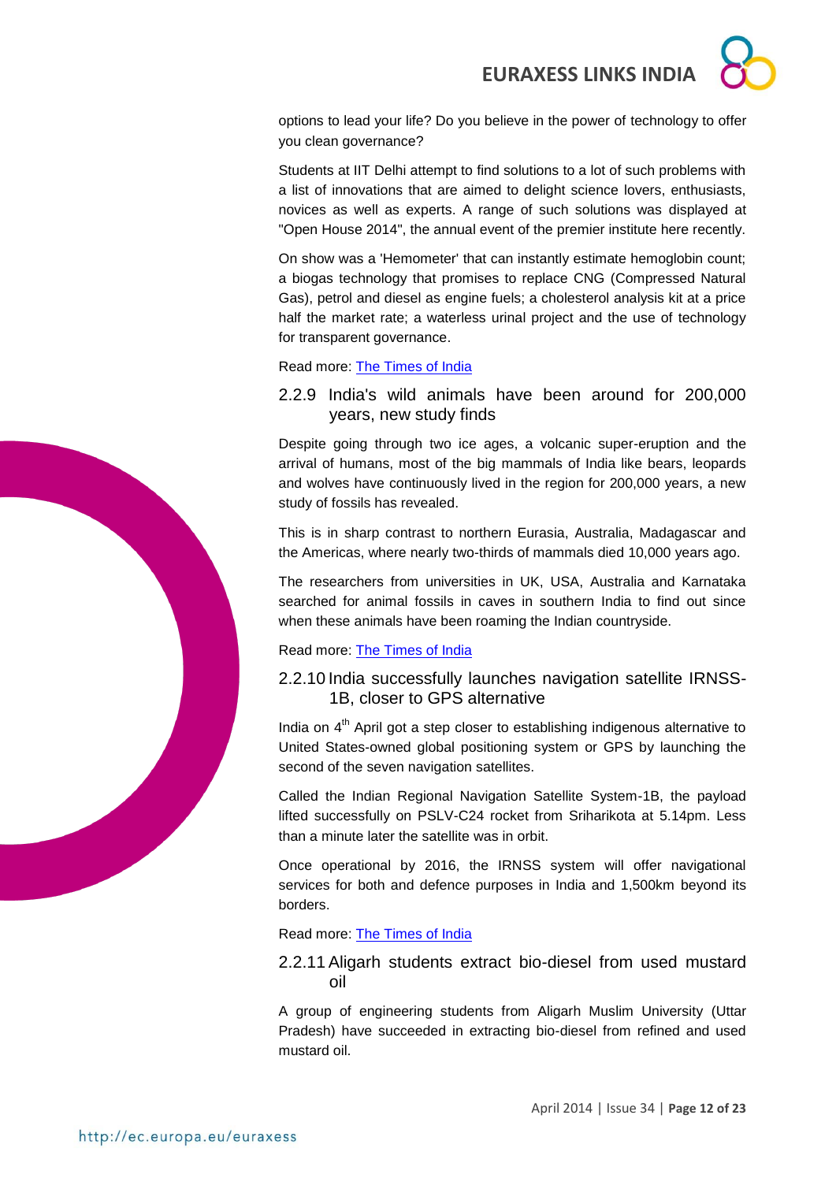options to lead your life? Do you believe in the power of technology to offer you clean governance?

Students at IIT Delhi attempt to find solutions to a lot of such problems with a list of innovations that are aimed to delight science lovers, enthusiasts, novices as well as experts. A range of such solutions was displayed at "Open House 2014", the annual event of the premier institute here recently.

On show was a 'Hemometer' that can instantly estimate hemoglobin count; a biogas technology that promises to replace CNG (Compressed Natural Gas), petrol and diesel as engine fuels; a cholesterol analysis kit at a price half the market rate; a waterless urinal project and the use of technology for transparent governance.

Read more: The Times of India

### 2.2.9 India's wild animals have been around for 200,000 years, new study finds

Despite going through two ice ages, a volcanic super-eruption and the arrival of humans, most of the big mammals of India like bears, leopards and wolves have continuously lived in the region for 200,000 years, a new study of fossils has revealed.

This is in sharp contrast to northern Eurasia, Australia, Madagascar and the Americas, where nearly two-thirds of mammals died 10,000 years ago.

The researchers from universities in UK, USA, Australia and Karnataka searched for animal fossils in caves in southern India to find out since when these animals have been roaming the Indian countryside.

Read more: The Times of India

### 2.2.10 India successfully launches navigation satellite IRNSS-1B, closer to GPS alternative

India on 4th April got a step closer to establishing indigenous alternative to United States-owned global positioning system or GPS by launching the second of the seven navigation satellites.

Called the Indian Regional Navigation Satellite System-1B, the payload lifted successfully on PSLV-C24 rocket from Sriharikota at 5.14pm. Less than a minute later the satellite was in orbit.

Once operational by 2016, the IRNSS system will offer navigational services for both and defence purposes in India and 1,500km beyond its borders.

Read more: The Times of India

### 2.2.11 Aligarh students extract bio-diesel from used mustard oil

A group of engineering students from Aligarh Muslim University (Uttar Pradesh) have succeeded in extracting bio-diesel from refined and used mustard oil.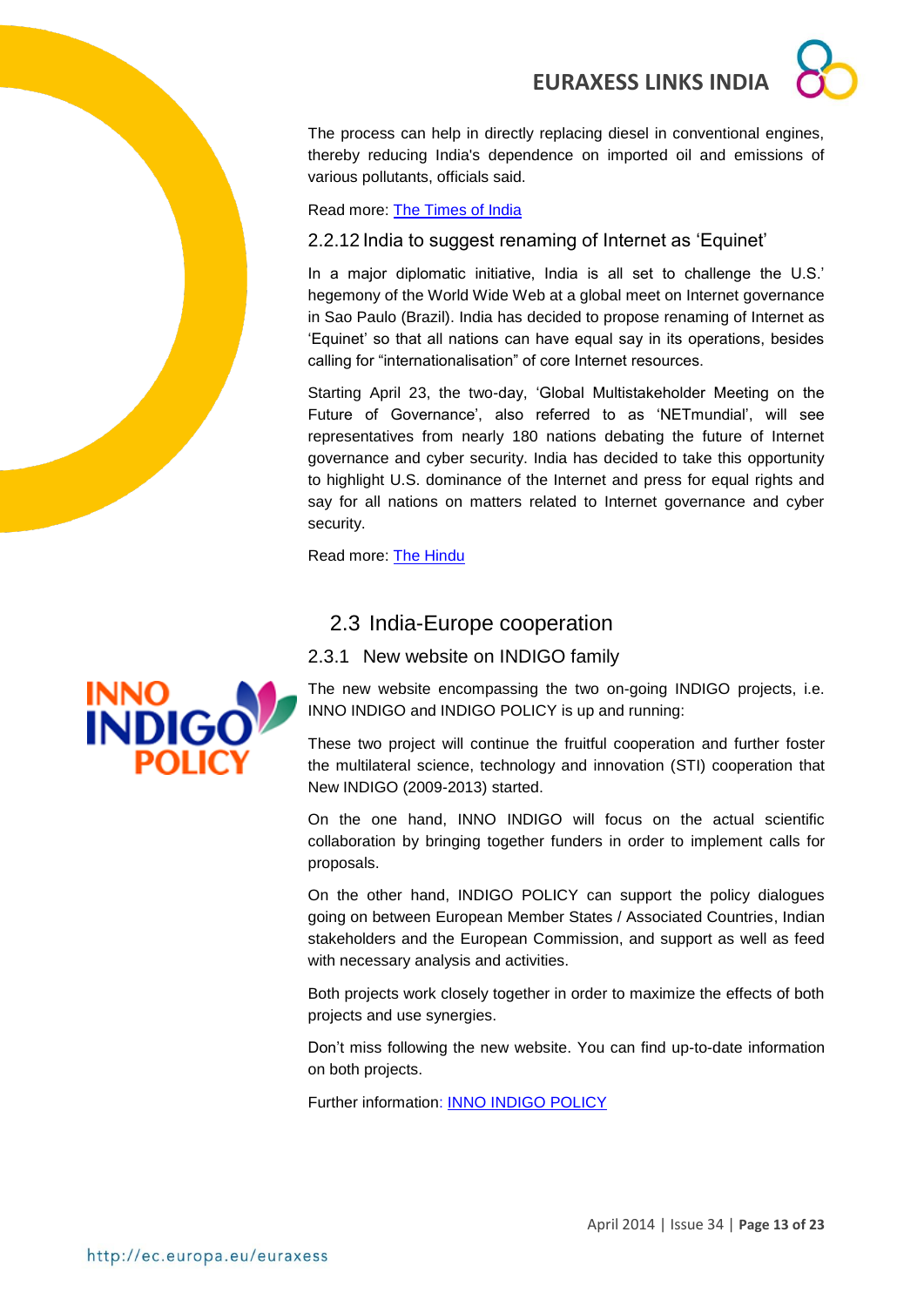The process can help in directly replacing diesel in conventional engines, thereby reducing India's dependence on imported oil and emissions of various pollutants, officials said.

Read more: The Times of India

### 2.2.12 India to suggest renaming of Internet as 'Equinet'

In a major diplomatic initiative, India is all set to challenge the U.S.' hegemony of the World Wide Web at a global meet on Internet governance in Sao Paulo (Brazil). India has decided to propose renaming of Internet as 'Equinet' so that all nations can have equal say in its operations, besides calling for "internationalisation" of core Internet resources.

Starting April 23, the two-day, 'Global Multistakeholder Meeting on the Future of Governance', also referred to as 'NETmundial', will see representatives from nearly 180 nations debating the future of Internet governance and cyber security. India has decided to take this opportunity to highlight U.S. dominance of the Internet and press for equal rights and say for all nations on matters related to Internet governance and cyber security.

Read more: The Hindu

## 2.3 India-Europe cooperation

### 2.3.1 New website on INDIGO family

INNO INDIGO POLICY

The new website encompassing the two on-going INDIGO projects, i.e. INNO INDIGO and INDIGO POLICY is up and running:

These two project will continue the fruitful cooperation and further foster the multilateral science, technology and innovation (STI) cooperation that New INDIGO (2009-2013) started.

On the one hand, INNO INDIGO will focus on the actual scientific collaboration by bringing together funders in order to implement calls for proposals.

On the other hand, INDIGO POLICY can support the policy dialogues going on between European Member States / Associated Countries, Indian stakeholders and the European Commission, and support as well as feed with necessary analysis and activities.

Both projects work closely together in order to maximize the effects of both projects and use synergies.

Don't miss following the new website. You can find up-to-date information on both projects.

Further information: INNO INDIGO POLICY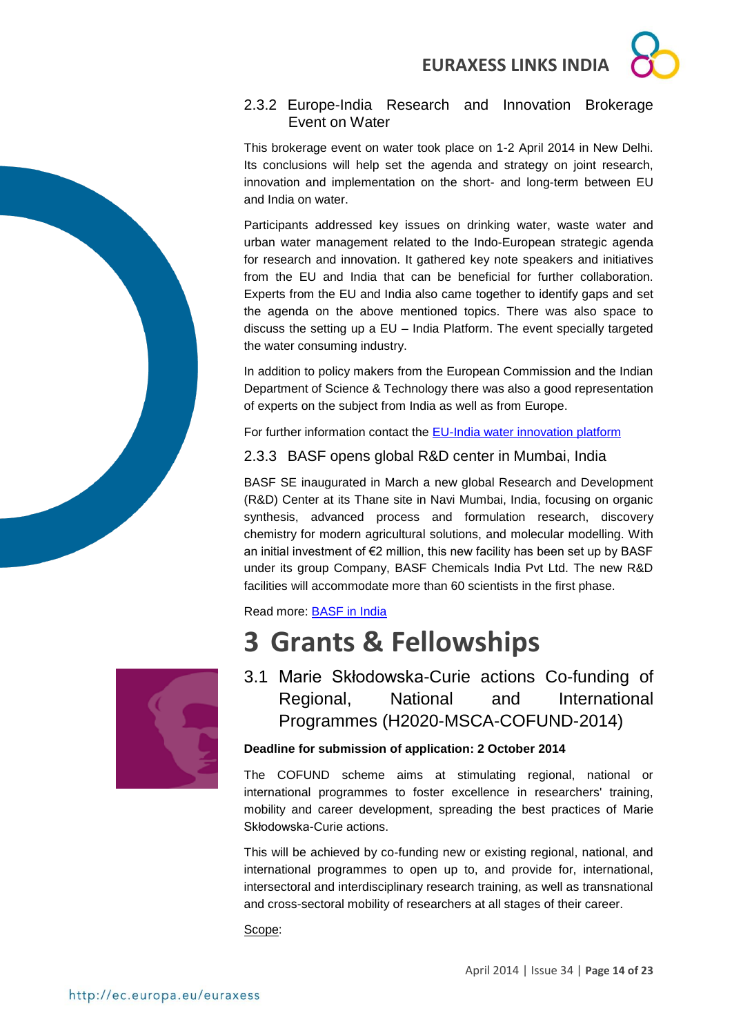### 2.3.2 Europe-India Research and Innovation Brokerage Event on Water

This brokerage event on water took place on 1-2 April 2014 in New Delhi. Its conclusions will help set the agenda and strategy on joint research, innovation and implementation on the short- and long-term between EU and India on water.

Participants addressed key issues on drinking water, waste water and urban water management related to the Indo-European strategic agenda for research and innovation. It gathered key note speakers and initiatives from the EU and India that can be beneficial for further collaboration. Experts from the EU and India also came together to identify gaps and set the agenda on the above mentioned topics. There was also space to discuss the setting up a EU – India Platform. The event specially targeted the water consuming industry.

In addition to policy makers from the European Commission and the Indian Department of Science & Technology there was also a good representation of experts on the subject from India as well as from Europe.

For further information contact the [EU-India water innovation platform]

### 2.3.3 BASF opens global R&D center in Mumbai, India

BASF SE inaugurated in March a new global Research and Development (R&D) Center at its Thane site in Navi Mumbai, India, focusing on organic synthesis, advanced process and formulation research, discovery chemistry for modern agricultural solutions, and molecular modelling. With an initial investment of €2 million, this new facility has been set up by BASF under its group Company, BASF Chemicals India Pvt Ltd. The new R&D facilities will accommodate more than 60 scientists in the first phase.

Read more: [BASF in India]

# 3 Grants & Fellowships

## 3.1 Marie Skłodowska-Curie actions Co-funding of Regional, National and International Programmes (H2020-MSCA-COFUND-2014)

**Deadline for submission of application: 2 October 2014**

The COFUND scheme aims at stimulating regional, national or international programmes to foster excellence in researchers' training, mobility and career development, spreading the best practices of Marie Skłodowska-Curie actions.

This will be achieved by co-funding new or existing regional, national, and international programmes to open up to, and provide for, international, intersectoral and interdisciplinary research training, as well as transnational and cross-sectoral mobility of researchers at all stages of their career.

Scope: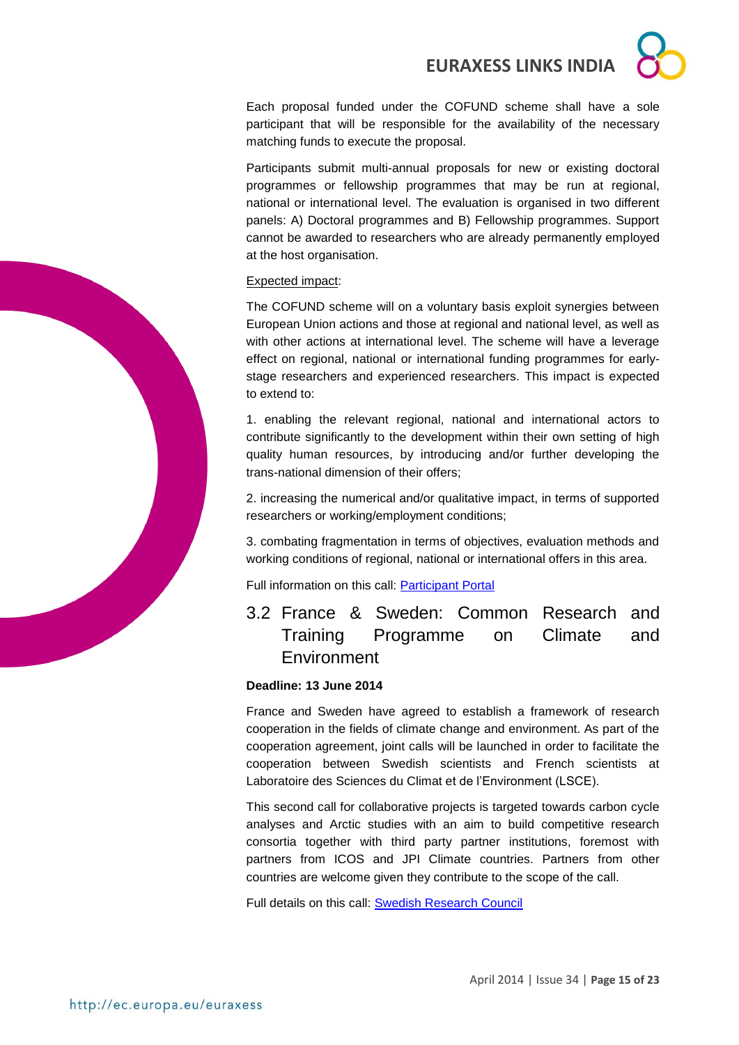Each proposal funded under the COFUND scheme shall have a sole participant that will be responsible for the availability of the necessary matching funds to execute the proposal.

Participants submit multi-annual proposals for new or existing doctoral programmes or fellowship programmes that may be run at regional, national or international level. The evaluation is organised in two different panels: A) Doctoral programmes and B) Fellowship programmes. Support cannot be awarded to researchers who are already permanently employed at the host organisation.

Expected impact:

The COFUND scheme will on a voluntary basis exploit synergies between European Union actions and those at regional and national level, as well as with other actions at international level. The scheme will have a leverage effect on regional, national or international funding programmes for early-stage researchers and experienced researchers. This impact is expected to extend to:

1. enabling the relevant regional, national and international actors to contribute significantly to the development within their own setting of high quality human resources, by introducing and/or further developing the trans-national dimension of their offers;

2. increasing the numerical and/or qualitative impact, in terms of supported researchers or working/employment conditions;

3. combating fragmentation in terms of objectives, evaluation methods and working conditions of regional, national or international offers in this area.

Full information on this call: Participant Portal

## 3.2 France & Sweden: Common Research and Training Programme on Climate and Environment

**Deadline: 13 June 2014**

France and Sweden have agreed to establish a framework of research cooperation in the fields of climate change and environment. As part of the cooperation agreement, joint calls will be launched in order to facilitate the cooperation between Swedish scientists and French scientists at Laboratoire des Sciences du Climat et de l'Environment (LSCE).

This second call for collaborative projects is targeted towards carbon cycle analyses and Arctic studies with an aim to build competitive research consortia together with third party partner institutions, foremost with partners from ICOS and JPI Climate countries. Partners from other countries are welcome given they contribute to the scope of the call.

Full details on this call: Swedish Research Council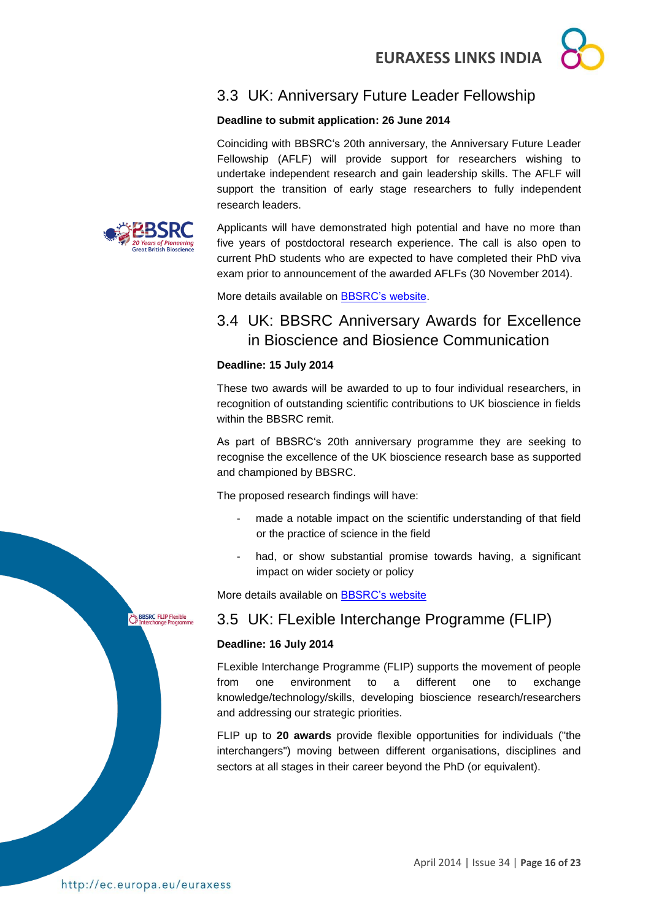## 3.3 UK: Anniversary Future Leader Fellowship

**Deadline to submit application: 26 June 2014**

Coinciding with BBSRC's 20th anniversary, the Anniversary Future Leader Fellowship (AFLF) will provide support for researchers wishing to undertake independent research and gain leadership skills. The AFLF will support the transition of early stage researchers to fully independent research leaders.

Applicants will have demonstrated high potential and have no more than five years of postdoctoral research experience. The call is also open to current PhD students who are expected to have completed their PhD viva exam prior to announcement of the awarded AFLFs (30 November 2014).

More details available on [BBSRC's website](#).

## 3.4 UK: BBSRC Anniversary Awards for Excellence in Bioscience and Biosience Communication

**Deadline: 15 July 2014**

These two awards will be awarded to up to four individual researchers, in recognition of outstanding scientific contributions to UK bioscience in fields within the BBSRC remit.

As part of BBSRC's 20th anniversary programme they are seeking to recognise the excellence of the UK bioscience research base as supported and championed by BBSRC.

The proposed research findings will have:

- made a notable impact on the scientific understanding of that field or the practice of science in the field
- had, or show substantial promise towards having, a significant impact on wider society or policy

More details available on [BBSRC's website](#)

## 3.5 UK: FLexible Interchange Programme (FLIP)

**Deadline: 16 July 2014**

FLexible Interchange Programme (FLIP) supports the movement of people from one environment to a different one to exchange knowledge/technology/skills, developing bioscience research/researchers and addressing our strategic priorities.

FLIP up to **20 awards** provide flexible opportunities for individuals ("the interchangers") moving between different organisations, disciplines and sectors at all stages in their career beyond the PhD (or equivalent).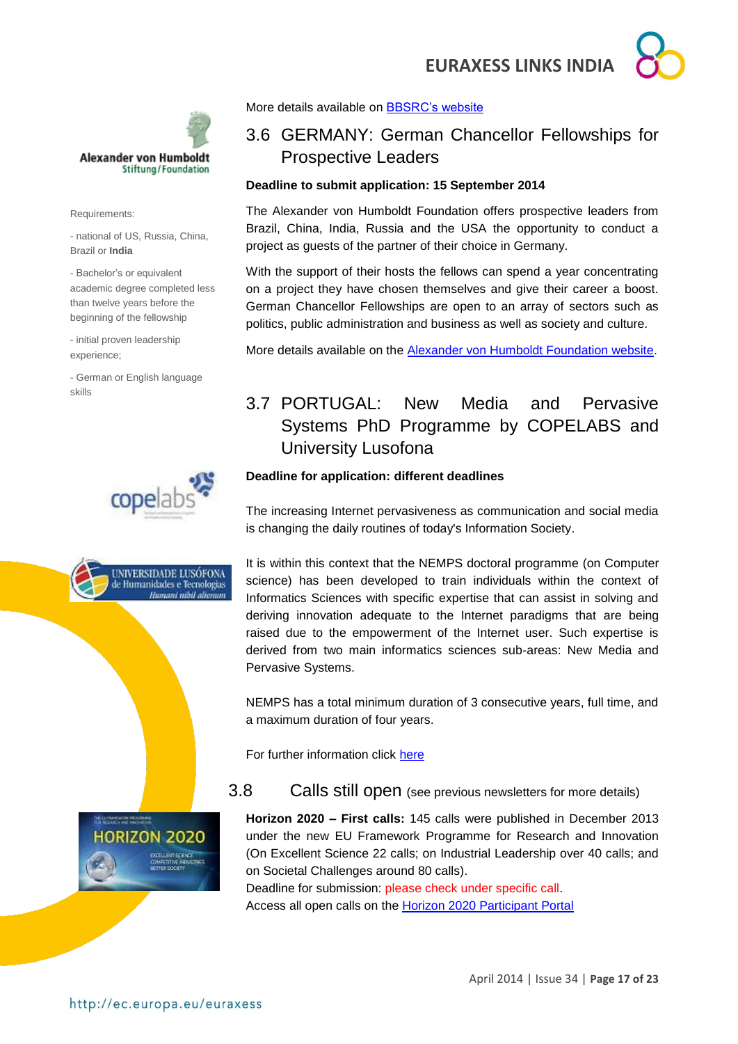More details available on BBSRC's website

## 3.6 GERMANY: German Chancellor Fellowships for Prospective Leaders

**Deadline to submit application: 15 September 2014**

The Alexander von Humboldt Foundation offers prospective leaders from Brazil, China, India, Russia and the USA the opportunity to conduct a project as guests of the partner of their choice in Germany.

With the support of their hosts the fellows can spend a year concentrating on a project they have chosen themselves and give their career a boost. German Chancellor Fellowships are open to an array of sectors such as politics, public administration and business as well as society and culture.

More details available on the Alexander von Humboldt Foundation website.

Requirements:

- national of US, Russia, China, Brazil or **India**
- Bachelor's or equivalent academic degree completed less than twelve years before the beginning of the fellowship
- initial proven leadership experience;
- German or English language skills

## 3.7 PORTUGAL: New Media and Pervasive Systems PhD Programme by COPELABS and University Lusofona

**Deadline for application: different deadlines**

The increasing Internet pervasiveness as communication and social media is changing the daily routines of today's Information Society.

It is within this context that the NEMPS doctoral programme (on Computer science) has been developed to train individuals within the context of Informatics Sciences with specific expertise that can assist in solving and deriving innovation adequate to the Internet paradigms that are being raised due to the empowerment of the Internet user. Such expertise is derived from two main informatics sciences sub-areas: New Media and Pervasive Systems.

NEMPS has a total minimum duration of 3 consecutive years, full time, and a maximum duration of four years.

For further information click here

## 3.8 Calls still open (see previous newsletters for more details)

**Horizon 2020 – First calls:** 145 calls were published in December 2013 under the new EU Framework Programme for Research and Innovation (On Excellent Science 22 calls; on Industrial Leadership over 40 calls; and on Societal Challenges around 80 calls).
Deadline for submission: please check under specific call.
Access all open calls on the Horizon 2020 Participant Portal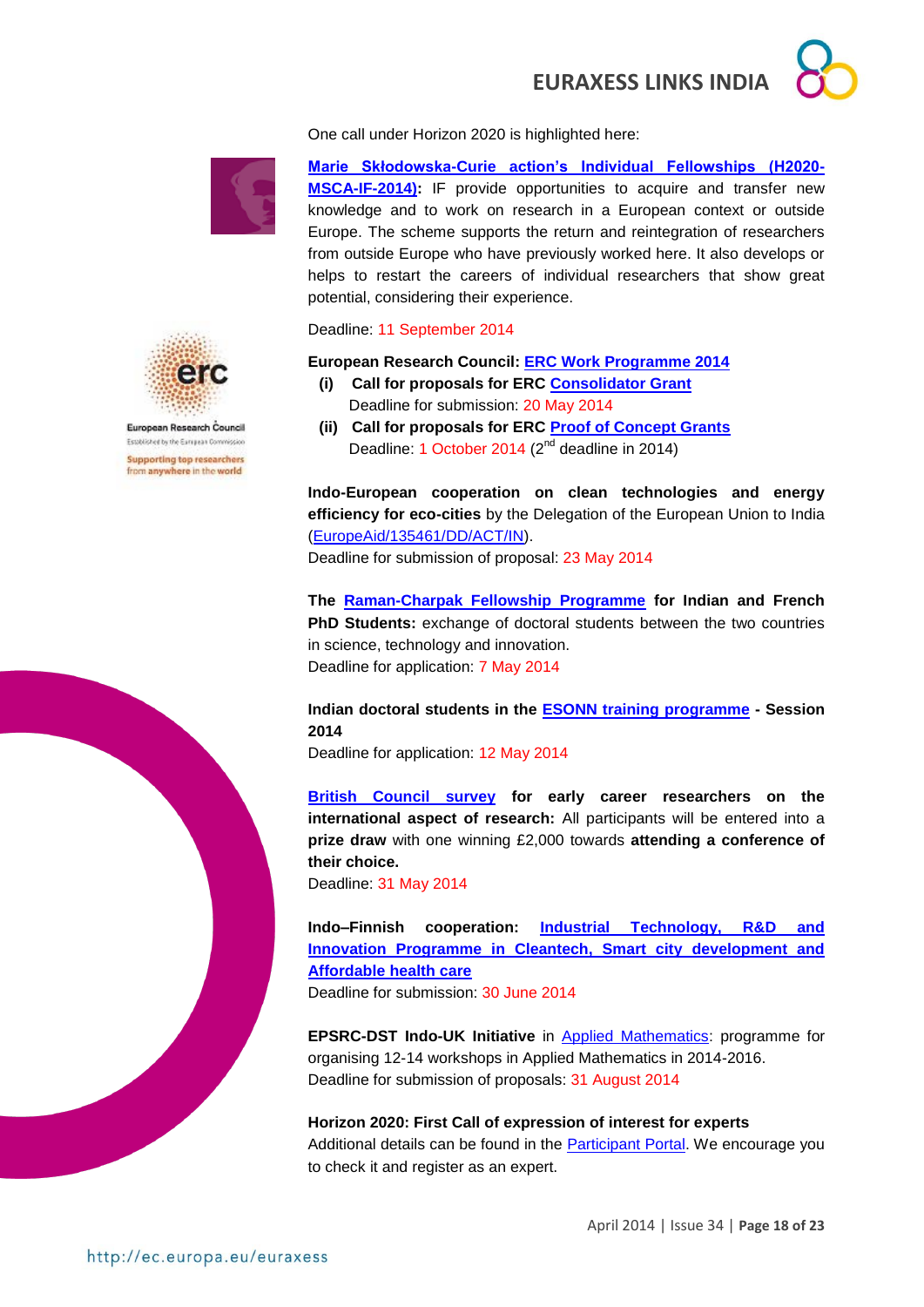One call under Horizon 2020 is highlighted here:

**Marie Skłodowska-Curie action's Individual Fellowships (H2020-MSCA-IF-2014):** IF provide opportunities to acquire and transfer new knowledge and to work on research in a European context or outside Europe. The scheme supports the return and reintegration of researchers from outside Europe who have previously worked here. It also develops or helps to restart the careers of individual researchers that show great potential, considering their experience.

Deadline: 11 September 2014

**European Research Council: ERC Work Programme 2014**

- **(i) Call for proposals for ERC Consolidator Grant**
  Deadline for submission: 20 May 2014
- **(ii) Call for proposals for ERC Proof of Concept Grants**
  Deadline: 1 October 2014 (2nd deadline in 2014)

**Indo-European cooperation on clean technologies and energy efficiency for eco-cities** by the Delegation of the European Union to India (EuropeAid/135461/DD/ACT/IN).
Deadline for submission of proposal: 23 May 2014

**The Raman-Charpak Fellowship Programme for Indian and French PhD Students:** exchange of doctoral students between the two countries in science, technology and innovation.
Deadline for application: 7 May 2014

**Indian doctoral students in the ESONN training programme - Session 2014**
Deadline for application: 12 May 2014

**British Council survey for early career researchers on the international aspect of research:** All participants will be entered into a **prize draw** with one winning £2,000 towards **attending a conference of their choice.**
Deadline: 31 May 2014

**Indo–Finnish cooperation: Industrial Technology, R&D and Innovation Programme in Cleantech, Smart city development and Affordable health care**
Deadline for submission: 30 June 2014

**EPSRC-DST Indo-UK Initiative** in Applied Mathematics: programme for organising 12-14 workshops in Applied Mathematics in 2014-2016.
Deadline for submission of proposals: 31 August 2014

**Horizon 2020: First Call of expression of interest for experts**
Additional details can be found in the Participant Portal. We encourage you to check it and register as an expert.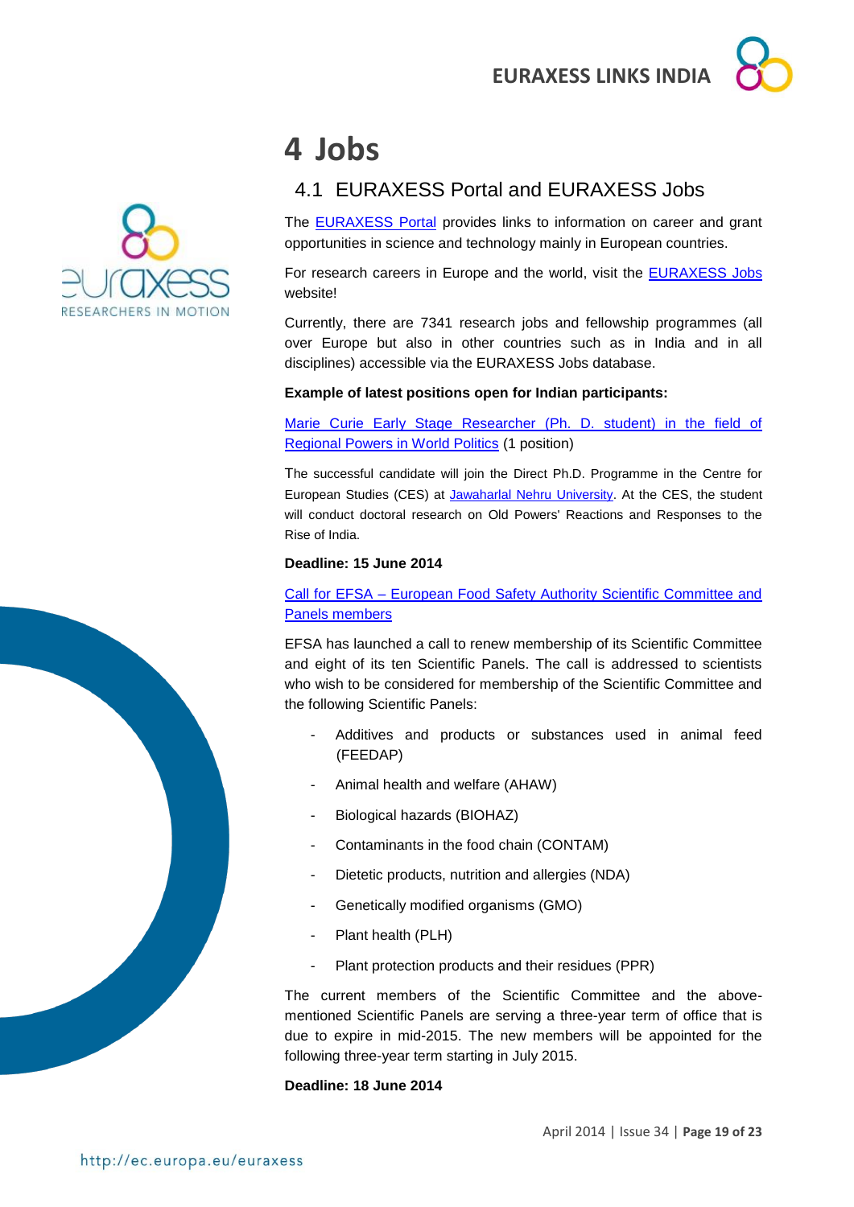# 4 Jobs

## 4.1 EURAXESS Portal and EURAXESS Jobs

The EURAXESS Portal provides links to information on career and grant opportunities in science and technology mainly in European countries.

For research careers in Europe and the world, visit the EURAXESS Jobs website!

Currently, there are 7341 research jobs and fellowship programmes (all over Europe but also in other countries such as in India and in all disciplines) accessible via the EURAXESS Jobs database.

**Example of latest positions open for Indian participants:**

Marie Curie Early Stage Researcher (Ph. D. student) in the field of Regional Powers in World Politics (1 position)

The successful candidate will join the Direct Ph.D. Programme in the Centre for European Studies (CES) at Jawaharlal Nehru University. At the CES, the student will conduct doctoral research on Old Powers' Reactions and Responses to the Rise of India.

**Deadline: 15 June 2014**

Call for EFSA – European Food Safety Authority Scientific Committee and Panels members

EFSA has launched a call to renew membership of its Scientific Committee and eight of its ten Scientific Panels. The call is addressed to scientists who wish to be considered for membership of the Scientific Committee and the following Scientific Panels:

- Additives and products or substances used in animal feed (FEEDAP)
- Animal health and welfare (AHAW)
- Biological hazards (BIOHAZ)
- Contaminants in the food chain (CONTAM)
- Dietetic products, nutrition and allergies (NDA)
- Genetically modified organisms (GMO)
- Plant health (PLH)
- Plant protection products and their residues (PPR)

The current members of the Scientific Committee and the above-mentioned Scientific Panels are serving a three-year term of office that is due to expire in mid-2015. The new members will be appointed for the following three-year term starting in July 2015.

**Deadline: 18 June 2014**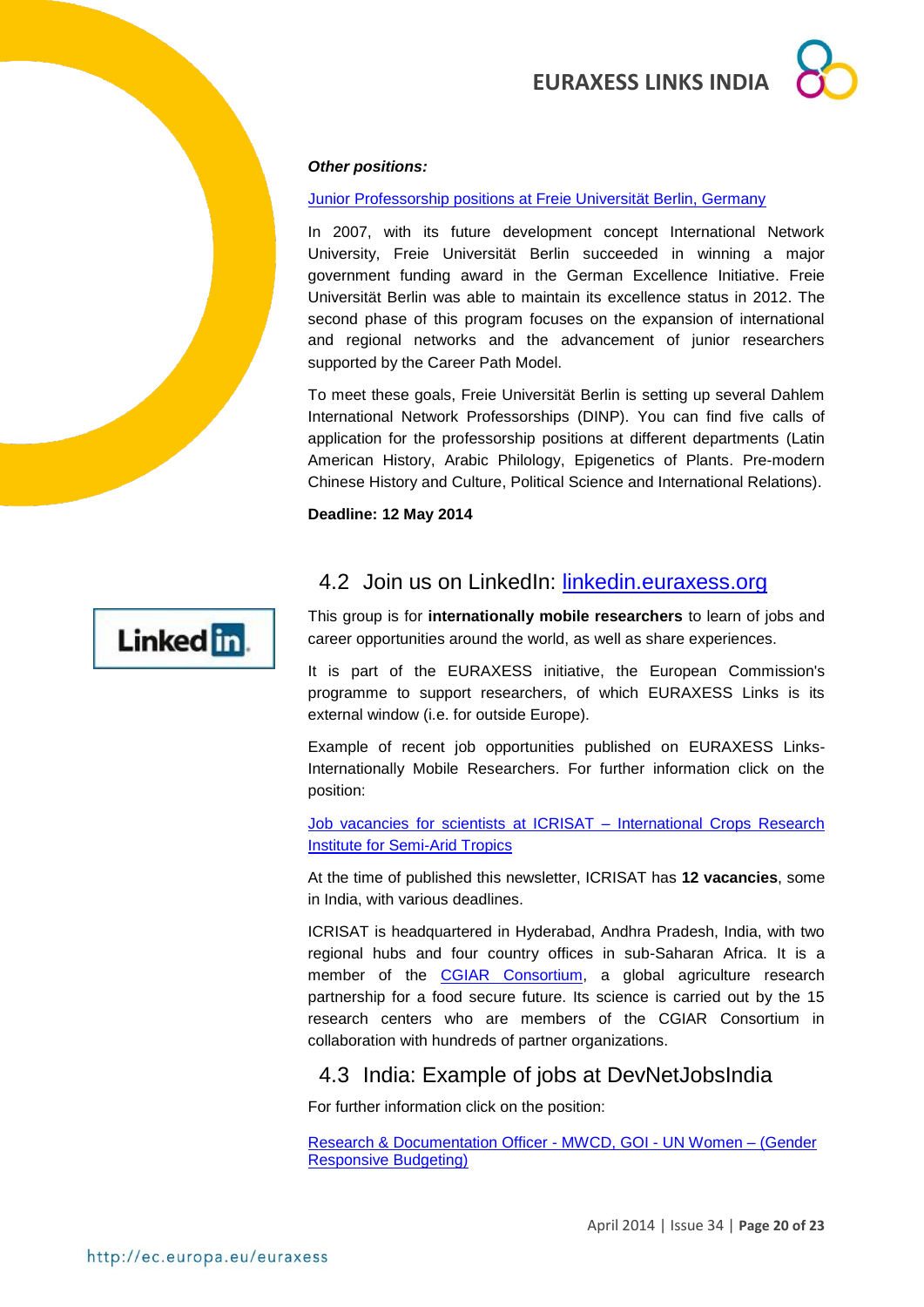***Other positions:***

Junior Professorship positions at Freie Universität Berlin, Germany

In 2007, with its future development concept International Network University, Freie Universität Berlin succeeded in winning a major government funding award in the German Excellence Initiative. Freie Universität Berlin was able to maintain its excellence status in 2012. The second phase of this program focuses on the expansion of international and regional networks and the advancement of junior researchers supported by the Career Path Model.

To meet these goals, Freie Universität Berlin is setting up several Dahlem International Network Professorships (DINP). You can find five calls of application for the professorship positions at different departments (Latin American History, Arabic Philology, Epigenetics of Plants. Pre-modern Chinese History and Culture, Political Science and International Relations).

**Deadline: 12 May 2014**

## 4.2 Join us on LinkedIn: linkedin.euraxess.org

This group is for **internationally mobile researchers** to learn of jobs and career opportunities around the world, as well as share experiences.

It is part of the EURAXESS initiative, the European Commission's programme to support researchers, of which EURAXESS Links is its external window (i.e. for outside Europe).

Example of recent job opportunities published on EURAXESS Links-Internationally Mobile Researchers. For further information click on the position:

Job vacancies for scientists at ICRISAT – International Crops Research Institute for Semi-Arid Tropics

At the time of published this newsletter, ICRISAT has **12 vacancies**, some in India, with various deadlines.

ICRISAT is headquartered in Hyderabad, Andhra Pradesh, India, with two regional hubs and four country offices in sub-Saharan Africa. It is a member of the CGIAR Consortium, a global agriculture research partnership for a food secure future. Its science is carried out by the 15 research centers who are members of the CGIAR Consortium in collaboration with hundreds of partner organizations.

## 4.3 India: Example of jobs at DevNetJobsIndia

For further information click on the position:

Research & Documentation Officer - MWCD, GOI - UN Women – (Gender Responsive Budgeting)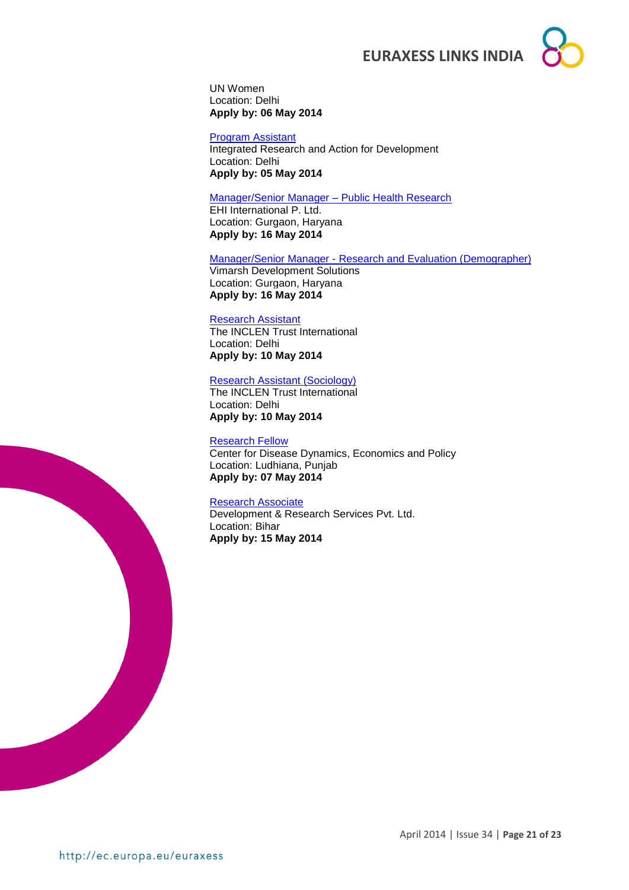UN Women
Location: Delhi
**Apply by: 06 May 2014**

Program Assistant
Integrated Research and Action for Development
Location: Delhi
**Apply by: 05 May 2014**

Manager/Senior Manager – Public Health Research
EHI International P. Ltd.
Location: Gurgaon, Haryana
**Apply by: 16 May 2014**

Manager/Senior Manager - Research and Evaluation (Demographer)
Vimarsh Development Solutions
Location: Gurgaon, Haryana
**Apply by: 16 May 2014**

Research Assistant
The INCLEN Trust International
Location: Delhi
**Apply by: 10 May 2014**

Research Assistant (Sociology)
The INCLEN Trust International
Location: Delhi
**Apply by: 10 May 2014**

Research Fellow
Center for Disease Dynamics, Economics and Policy
Location: Ludhiana, Punjab
**Apply by: 07 May 2014**

Research Associate
Development & Research Services Pvt. Ltd.
Location: Bihar
**Apply by: 15 May 2014**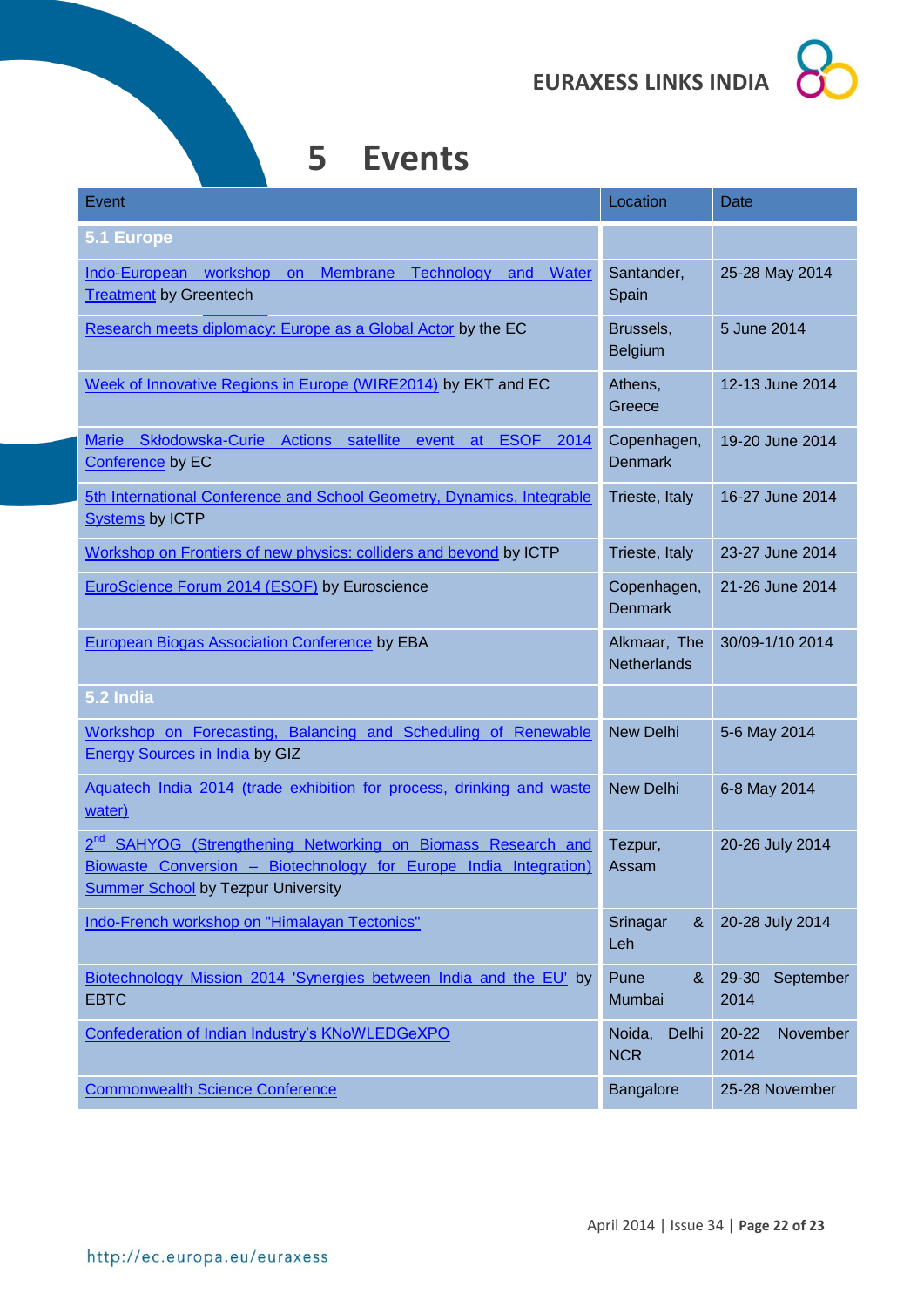# 5 Events

| Event | Location | Date |
|---|---|---|
| **5.1 Europe** | | |
| Indo-European workshop on Membrane Technology and Water Treatment by Greentech | Santander, Spain | 25-28 May 2014 |
| Research meets diplomacy: Europe as a Global Actor by the EC | Brussels, Belgium | 5 June 2014 |
| Week of Innovative Regions in Europe (WIRE2014) by EKT and EC | Athens, Greece | 12-13 June 2014 |
| Marie Skłodowska-Curie Actions satellite event at ESOF 2014 Conference by EC | Copenhagen, Denmark | 19-20 June 2014 |
| 5th International Conference and School Geometry, Dynamics, Integrable Systems by ICTP | Trieste, Italy | 16-27 June 2014 |
| Workshop on Frontiers of new physics: colliders and beyond by ICTP | Trieste, Italy | 23-27 June 2014 |
| EuroScience Forum 2014 (ESOF) by Euroscience | Copenhagen, Denmark | 21-26 June 2014 |
| European Biogas Association Conference by EBA | Alkmaar, The Netherlands | 30/09-1/10 2014 |
| **5.2 India** | | |
| Workshop on Forecasting, Balancing and Scheduling of Renewable Energy Sources in India by GIZ | New Delhi | 5-6 May 2014 |
| Aquatech India 2014 (trade exhibition for process, drinking and waste water) | New Delhi | 6-8 May 2014 |
| 2nd SAHYOG (Strengthening Networking on Biomass Research and Biowaste Conversion – Biotechnology for Europe India Integration) Summer School by Tezpur University | Tezpur, Assam | 20-26 July 2014 |
| Indo-French workshop on "Himalayan Tectonics" | Srinagar & Leh | 20-28 July 2014 |
| Biotechnology Mission 2014 'Synergies between India and the EU' by EBTC | Pune & Mumbai | 29-30 September 2014 |
| Confederation of Indian Industry's KNoWLEDGeXPO | Noida, Delhi NCR | 20-22 November 2014 |
| Commonwealth Science Conference | Bangalore | 25-28 November |

http://ec.europa.eu/euraxess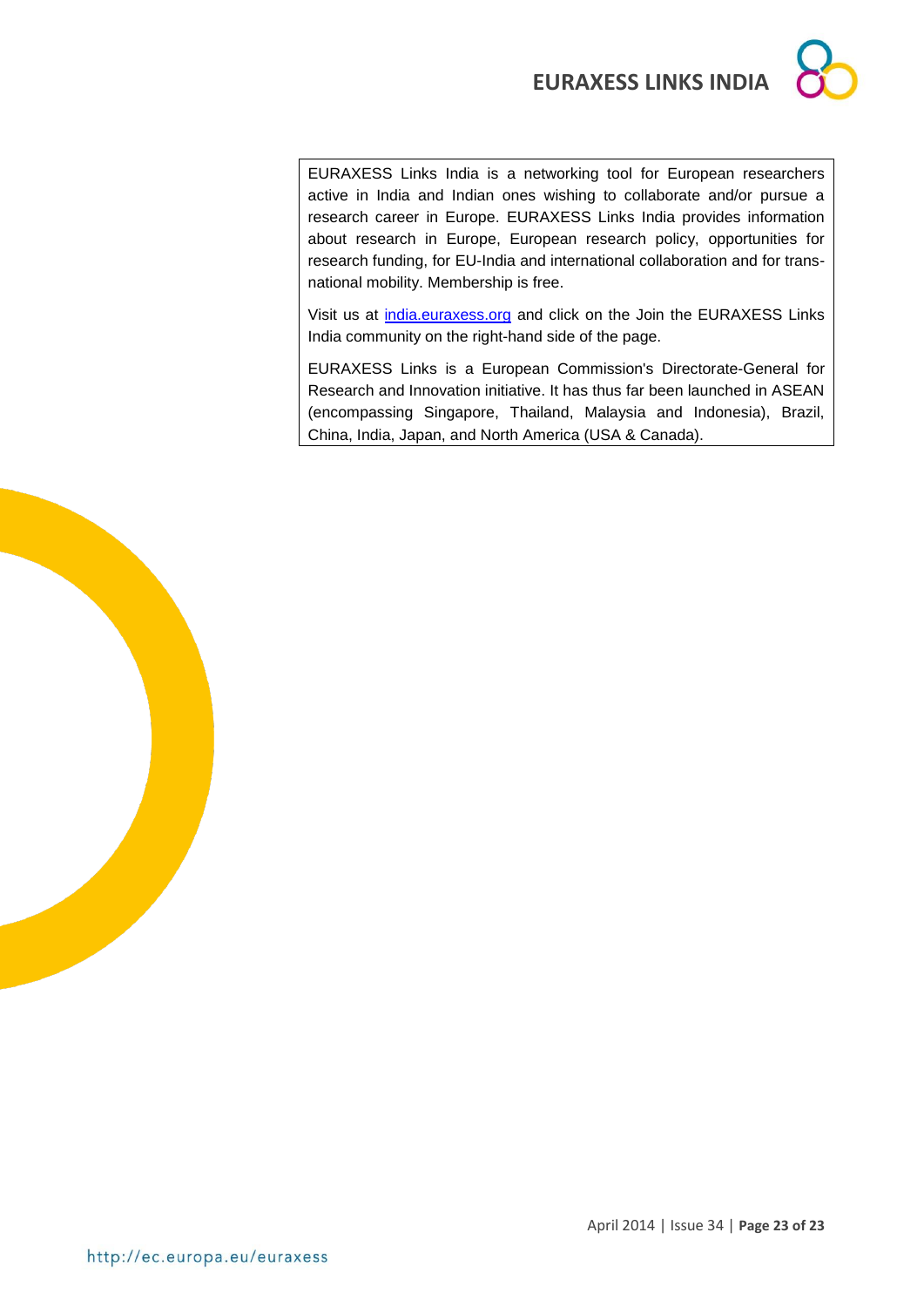EURAXESS Links India is a networking tool for European researchers active in India and Indian ones wishing to collaborate and/or pursue a research career in Europe. EURAXESS Links India provides information about research in Europe, European research policy, opportunities for research funding, for EU-India and international collaboration and for trans-national mobility. Membership is free.

Visit us at [india.euraxess.org](http://india.euraxess.org) and click on the Join the EURAXESS Links India community on the right-hand side of the page.

EURAXESS Links is a European Commission's Directorate-General for Research and Innovation initiative. It has thus far been launched in ASEAN (encompassing Singapore, Thailand, Malaysia and Indonesia), Brazil, China, India, Japan, and North America (USA & Canada).